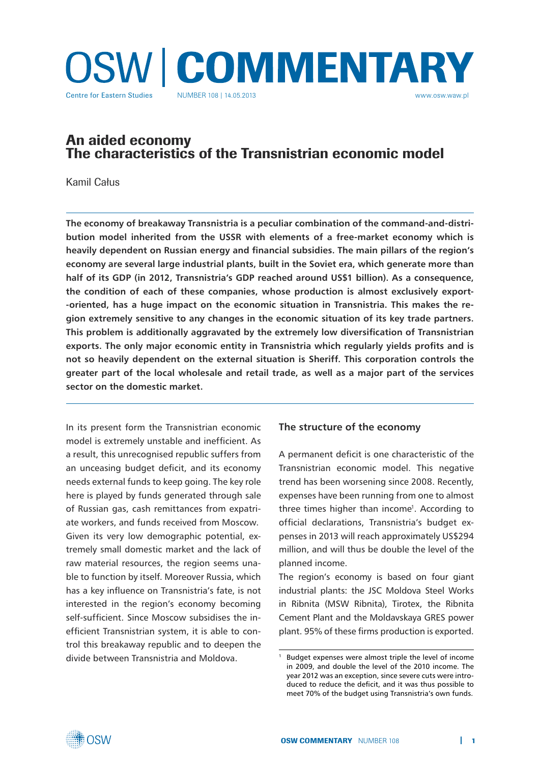# OSW | COMMENTARY

Centre for Eastern Studies NUMBER 108 | 14.05.2013 www.osw.waw.pl

## An aided economy
## The characteristics of the Transnistrian economic model

Kamil Całus

**The economy of breakaway Transnistria is a peculiar combination of the command-and-distribution model inherited from the USSR with elements of a free-market economy which is heavily dependent on Russian energy and financial subsidies. The main pillars of the region's economy are several large industrial plants, built in the Soviet era, which generate more than half of its GDP (in 2012, Transnistria's GDP reached around US$1 billion). As a consequence, the condition of each of these companies, whose production is almost exclusively export-oriented, has a huge impact on the economic situation in Transnistria. This makes the region extremely sensitive to any changes in the economic situation of its key trade partners. This problem is additionally aggravated by the extremely low diversification of Transnistrian exports. The only major economic entity in Transnistria which regularly yields profits and is not so heavily dependent on the external situation is Sheriff. This corporation controls the greater part of the local wholesale and retail trade, as well as a major part of the services sector on the domestic market.**

In its present form the Transnistrian economic model is extremely unstable and inefficient. As a result, this unrecognised republic suffers from an unceasing budget deficit, and its economy needs external funds to keep going. The key role here is played by funds generated through sale of Russian gas, cash remittances from expatriate workers, and funds received from Moscow.

Given its very low demographic potential, extremely small domestic market and the lack of raw material resources, the region seems unable to function by itself. Moreover Russia, which has a key influence on Transnistria's fate, is not interested in the region's economy becoming self-sufficient. Since Moscow subsidises the inefficient Transnistrian system, it is able to control this breakaway republic and to deepen the divide between Transnistria and Moldova.

### The structure of the economy

A permanent deficit is one characteristic of the Transnistrian economic model. This negative trend has been worsening since 2008. Recently, expenses have been running from one to almost three times higher than income[1]. According to official declarations, Transnistria's budget expenses in 2013 will reach approximately US$294 million, and will thus be double the level of the planned income.

The region's economy is based on four giant industrial plants: the JSC Moldova Steel Works in Ribnita (MSW Ribnita), Tirotex, the Ribnita Cement Plant and the Moldavskaya GRES power plant. 95% of these firms production is exported.

[1] Budget expenses were almost triple the level of income in 2009, and double the level of the 2010 income. The year 2012 was an exception, since severe cuts were introduced to reduce the deficit, and it was thus possible to meet 70% of the budget using Transnistria's own funds.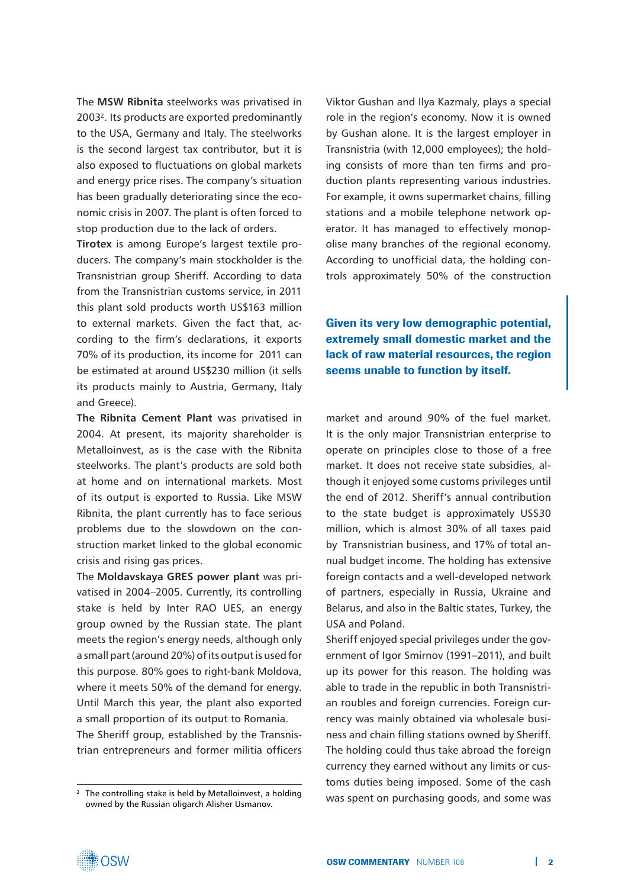The **MSW Ribnita** steelworks was privatised in 2003[2]. Its products are exported predominantly to the USA, Germany and Italy. The steelworks is the second largest tax contributor, but it is also exposed to fluctuations on global markets and energy price rises. The company's situation has been gradually deteriorating since the economic crisis in 2007. The plant is often forced to stop production due to the lack of orders.

**Tirotex** is among Europe's largest textile producers. The company's main stockholder is the Transnistrian group Sheriff. According to data from the Transnistrian customs service, in 2011 this plant sold products worth US$163 million to external markets. Given the fact that, according to the firm's declarations, it exports 70% of its production, its income for 2011 can be estimated at around US$230 million (it sells its products mainly to Austria, Germany, Italy and Greece).

**The Ribnita Cement Plant** was privatised in 2004. At present, its majority shareholder is Metalloinvest, as is the case with the Ribnita steelworks. The plant's products are sold both at home and on international markets. Most of its output is exported to Russia. Like MSW Ribnita, the plant currently has to face serious problems due to the slowdown on the construction market linked to the global economic crisis and rising gas prices.

The **Moldavskaya GRES power plant** was privatised in 2004–2005. Currently, its controlling stake is held by Inter RAO UES, an energy group owned by the Russian state. The plant meets the region's energy needs, although only a small part (around 20%) of its output is used for this purpose. 80% goes to right-bank Moldova, where it meets 50% of the demand for energy. Until March this year, the plant also exported a small proportion of its output to Romania.

The Sheriff group, established by the Transnistrian entrepreneurs and former militia officers Viktor Gushan and Ilya Kazmaly, plays a special role in the region's economy. Now it is owned by Gushan alone. It is the largest employer in Transnistria (with 12,000 employees); the holding consists of more than ten firms and production plants representing various industries. For example, it owns supermarket chains, filling stations and a mobile telephone network operator. It has managed to effectively monopolise many branches of the regional economy. According to unofficial data, the holding controls approximately 50% of the construction market and around 90% of the fuel market. It is the only major Transnistrian enterprise to operate on principles close to those of a free market. It does not receive state subsidies, although it enjoyed some customs privileges until the end of 2012. Sheriff's annual contribution to the state budget is approximately US$30 million, which is almost 30% of all taxes paid by Transnistrian business, and 17% of total annual budget income. The holding has extensive foreign contacts and a well-developed network of partners, especially in Russia, Ukraine and Belarus, and also in the Baltic states, Turkey, the USA and Poland.

**Given its very low demographic potential, extremely small domestic market and the lack of raw material resources, the region seems unable to function by itself.**

Sheriff enjoyed special privileges under the government of Igor Smirnov (1991–2011), and built up its power for this reason. The holding was able to trade in the republic in both Transnistrian roubles and foreign currencies. Foreign currency was mainly obtained via wholesale business and chain filling stations owned by Sheriff. The holding could thus take abroad the foreign currency they earned without any limits or customs duties being imposed. Some of the cash was spent on purchasing goods, and some was

[2] The controlling stake is held by Metalloinvest, a holding owned by the Russian oligarch Alisher Usmanov.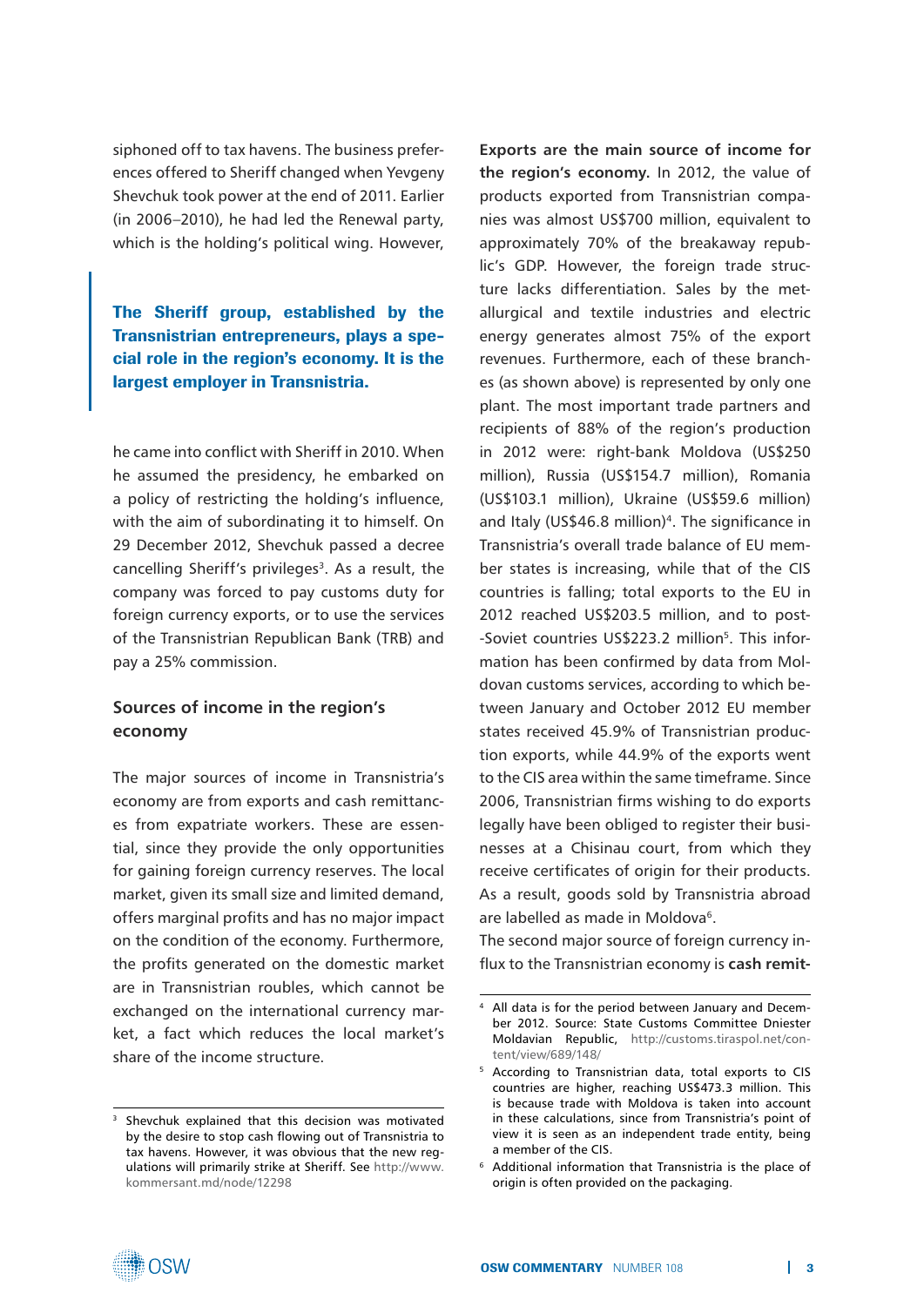siphoned off to tax havens. The business preferences offered to Sheriff changed when Yevgeny Shevchuk took power at the end of 2011. Earlier (in 2006–2010), he had led the Renewal party, which is the holding's political wing. However,

**The Sheriff group, established by the Transnistrian entrepreneurs, plays a special role in the region's economy. It is the largest employer in Transnistria.**

he came into conflict with Sheriff in 2010. When he assumed the presidency, he embarked on a policy of restricting the holding's influence, with the aim of subordinating it to himself. On 29 December 2012, Shevchuk passed a decree cancelling Sheriff's privileges[3]. As a result, the company was forced to pay customs duty for foreign currency exports, or to use the services of the Transnistrian Republican Bank (TRB) and pay a 25% commission.

## Sources of income in the region's economy

The major sources of income in Transnistria's economy are from exports and cash remittances from expatriate workers. These are essential, since they provide the only opportunities for gaining foreign currency reserves. The local market, given its small size and limited demand, offers marginal profits and has no major impact on the condition of the economy. Furthermore, the profits generated on the domestic market are in Transnistrian roubles, which cannot be exchanged on the international currency market, a fact which reduces the local market's share of the income structure.

**Exports are the main source of income for the region's economy.** In 2012, the value of products exported from Transnistrian companies was almost US$700 million, equivalent to approximately 70% of the breakaway republic's GDP. However, the foreign trade structure lacks differentiation. Sales by the metallurgical and textile industries and electric energy generates almost 75% of the export revenues. Furthermore, each of these branches (as shown above) is represented by only one plant. The most important trade partners and recipients of 88% of the region's production in 2012 were: right-bank Moldova (US$250 million), Russia (US$154.7 million), Romania (US$103.1 million), Ukraine (US$59.6 million) and Italy (US$46.8 million)[4]. The significance in Transnistria's overall trade balance of EU member states is increasing, while that of the CIS countries is falling; total exports to the EU in 2012 reached US$203.5 million, and to post-Soviet countries US$223.2 million[5]. This information has been confirmed by data from Moldovan customs services, according to which between January and October 2012 EU member states received 45.9% of Transnistrian production exports, while 44.9% of the exports went to the CIS area within the same timeframe. Since 2006, Transnistrian firms wishing to do exports legally have been obliged to register their businesses at a Chisinau court, from which they receive certificates of origin for their products. As a result, goods sold by Transnistria abroad are labelled as made in Moldova[6].

The second major source of foreign currency influx to the Transnistrian economy is **cash remit-**

---

[3] Shevchuk explained that this decision was motivated by the desire to stop cash flowing out of Transnistria to tax havens. However, it was obvious that the new regulations will primarily strike at Sheriff. See http://www.kommersant.md/node/12298

[4] All data is for the period between January and December 2012. Source: State Customs Committee Dniester Moldavian Republic, http://customs.tiraspol.net/content/view/689/148/

[5] According to Transnistrian data, total exports to CIS countries are higher, reaching US$473.3 million. This is because trade with Moldova is taken into account in these calculations, since from Transnistria's point of view it is seen as an independent trade entity, being a member of the CIS.

[6] Additional information that Transnistria is the place of origin is often provided on the packaging.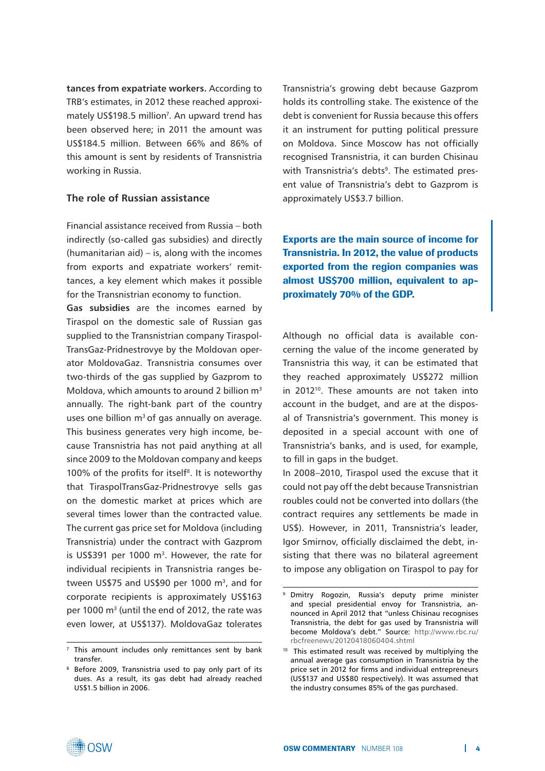**tances from expatriate workers.** According to TRB's estimates, in 2012 these reached approximately US$198.5 million[7]. An upward trend has been observed here; in 2011 the amount was US$184.5 million. Between 66% and 86% of this amount is sent by residents of Transnistria working in Russia.

### The role of Russian assistance

Financial assistance received from Russia – both indirectly (so-called gas subsidies) and directly (humanitarian aid) – is, along with the incomes from exports and expatriate workers' remittances, a key element which makes it possible for the Transnistrian economy to function.

**Gas subsidies** are the incomes earned by Tiraspol on the domestic sale of Russian gas supplied to the Transnistrian company TiraspolTransGaz-Pridnestrovye by the Moldovan operator MoldovaGaz. Transnistria consumes over two-thirds of the gas supplied by Gazprom to Moldova, which amounts to around 2 billion m$^3$ annually. The right-bank part of the country uses one billion m$^3$ of gas annually on average. This business generates very high income, because Transnistria has not paid anything at all since 2009 to the Moldovan company and keeps 100% of the profits for itself[8]. It is noteworthy that TiraspolTransGaz-Pridnestrovye sells gas on the domestic market at prices which are several times lower than the contracted value. The current gas price set for Moldova (including Transnistria) under the contract with Gazprom is US$391 per 1000 m$^3$. However, the rate for individual recipients in Transnistria ranges between US$75 and US$90 per 1000 m$^3$, and for corporate recipients is approximately US$163 per 1000 m$^3$ (until the end of 2012, the rate was even lower, at US$137). MoldovaGaz tolerates Transnistria's growing debt because Gazprom holds its controlling stake. The existence of the debt is convenient for Russia because this offers it an instrument for putting political pressure on Moldova. Since Moscow has not officially recognised Transnistria, it can burden Chisinau with Transnistria's debts[9]. The estimated present value of Transnistria's debt to Gazprom is approximately US$3.7 billion.

> **Exports are the main source of income for Transnistria. In 2012, the value of products exported from the region companies was almost US$700 million, equivalent to approximately 70% of the GDP.**

Although no official data is available concerning the value of the income generated by Transnistria this way, it can be estimated that they reached approximately US$272 million in 2012[10]. These amounts are not taken into account in the budget, and are at the disposal of Transnistria's government. This money is deposited in a special account with one of Transnistria's banks, and is used, for example, to fill in gaps in the budget.

In 2008–2010, Tiraspol used the excuse that it could not pay off the debt because Transnistrian roubles could not be converted into dollars (the contract requires any settlements be made in US$). However, in 2011, Transnistria's leader, Igor Smirnov, officially disclaimed the debt, insisting that there was no bilateral agreement to impose any obligation on Tiraspol to pay for

---

[7] This amount includes only remittances sent by bank transfer.

[8] Before 2009, Transnistria used to pay only part of its dues. As a result, its gas debt had already reached US$1.5 billion in 2006.

[9] Dmitry Rogozin, Russia's deputy prime minister and special presidential envoy for Transnistria, announced in April 2012 that "unless Chisinau recognises Transnistria, the debt for gas used by Transnistria will become Moldova's debt." Source: http://www.rbc.ru/rbcfreenews/20120418060404.shtml

[10] This estimated result was received by multiplying the annual average gas consumption in Transnistria by the price set in 2012 for firms and individual entrepreneurs (US$137 and US$80 respectively). It was assumed that the industry consumes 85% of the gas purchased.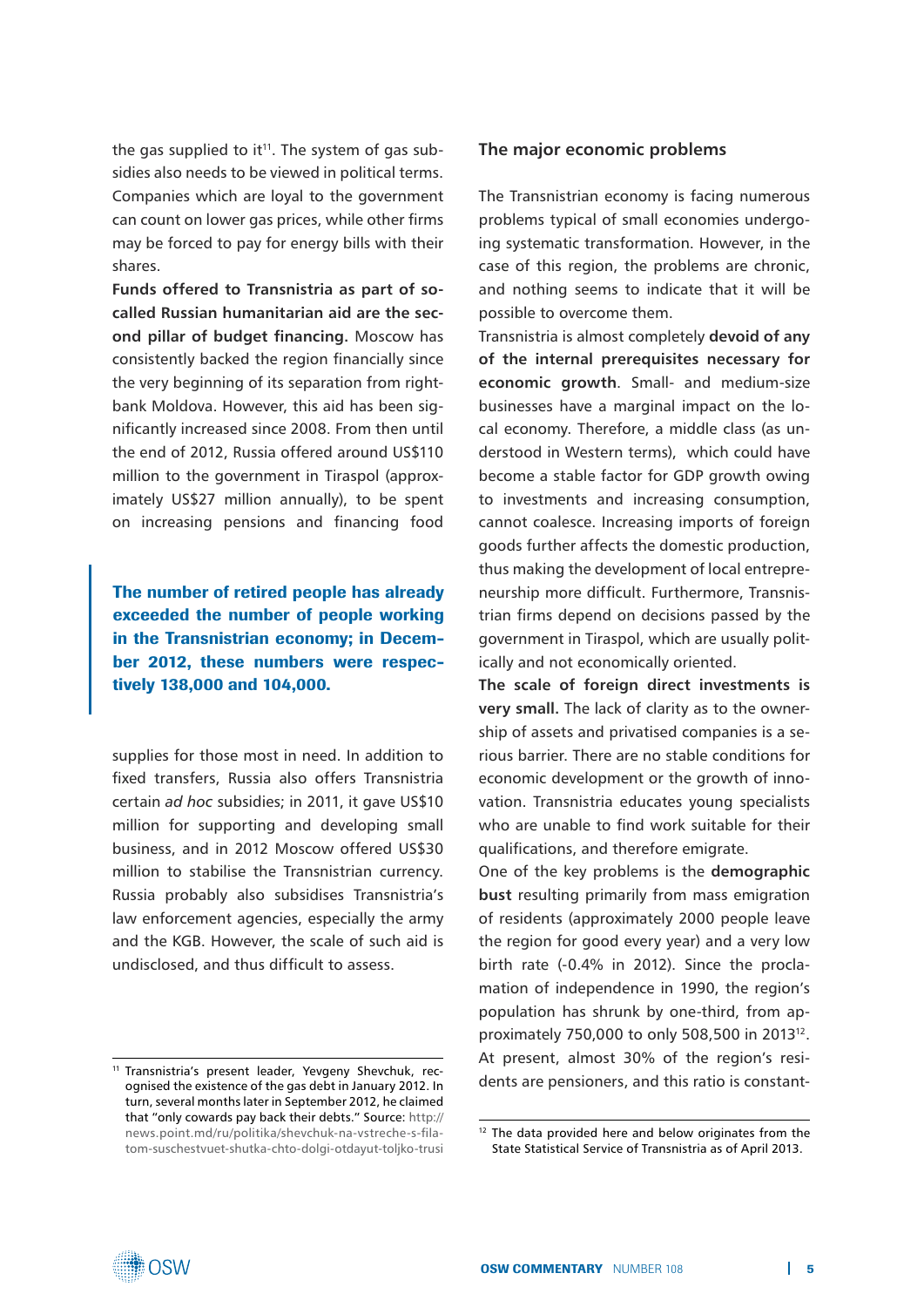the gas supplied to it[11]. The system of gas subsidies also needs to be viewed in political terms. Companies which are loyal to the government can count on lower gas prices, while other firms may be forced to pay for energy bills with their shares.

**Funds offered to Transnistria as part of so-called Russian humanitarian aid are the second pillar of budget financing.** Moscow has consistently backed the region financially since the very beginning of its separation from right-bank Moldova. However, this aid has been significantly increased since 2008. From then until the end of 2012, Russia offered around US$110 million to the government in Tiraspol (approximately US$27 million annually), to be spent on increasing pensions and financing food supplies for those most in need. In addition to fixed transfers, Russia also offers Transnistria certain *ad hoc* subsidies; in 2011, it gave US$10 million for supporting and developing small business, and in 2012 Moscow offered US$30 million to stabilise the Transnistrian currency. Russia probably also subsidises Transnistria's law enforcement agencies, especially the army and the KGB. However, the scale of such aid is undisclosed, and thus difficult to assess.

> **The number of retired people has already exceeded the number of people working in the Transnistrian economy; in December 2012, these numbers were respectively 138,000 and 104,000.**

## The major economic problems

The Transnistrian economy is facing numerous problems typical of small economies undergoing systematic transformation. However, in the case of this region, the problems are chronic, and nothing seems to indicate that it will be possible to overcome them.

Transnistria is almost completely **devoid of any of the internal prerequisites necessary for economic growth**. Small- and medium-size businesses have a marginal impact on the local economy. Therefore, a middle class (as understood in Western terms), which could have become a stable factor for GDP growth owing to investments and increasing consumption, cannot coalesce. Increasing imports of foreign goods further affects the domestic production, thus making the development of local entrepreneurship more difficult. Furthermore, Transnistrian firms depend on decisions passed by the government in Tiraspol, which are usually politically and not economically oriented.

**The scale of foreign direct investments is very small.** The lack of clarity as to the ownership of assets and privatised companies is a serious barrier. There are no stable conditions for economic development or the growth of innovation. Transnistria educates young specialists who are unable to find work suitable for their qualifications, and therefore emigrate.

One of the key problems is the **demographic bust** resulting primarily from mass emigration of residents (approximately 2000 people leave the region for good every year) and a very low birth rate (-0.4% in 2012). Since the proclamation of independence in 1990, the region's population has shrunk by one-third, from approximately 750,000 to only 508,500 in 2013[12]. At present, almost 30% of the region's residents are pensioners, and this ratio is constant-

---

[11] Transnistria's present leader, Yevgeny Shevchuk, recognised the existence of the gas debt in January 2012. In turn, several months later in September 2012, he claimed that "only cowards pay back their debts." Source: http://news.point.md/ru/politika/shevchuk-na-vstreche-s-filatom-suschestvuet-shutka-chto-dolgi-otdayut-toljko-trusi

[12] The data provided here and below originates from the State Statistical Service of Transnistria as of April 2013.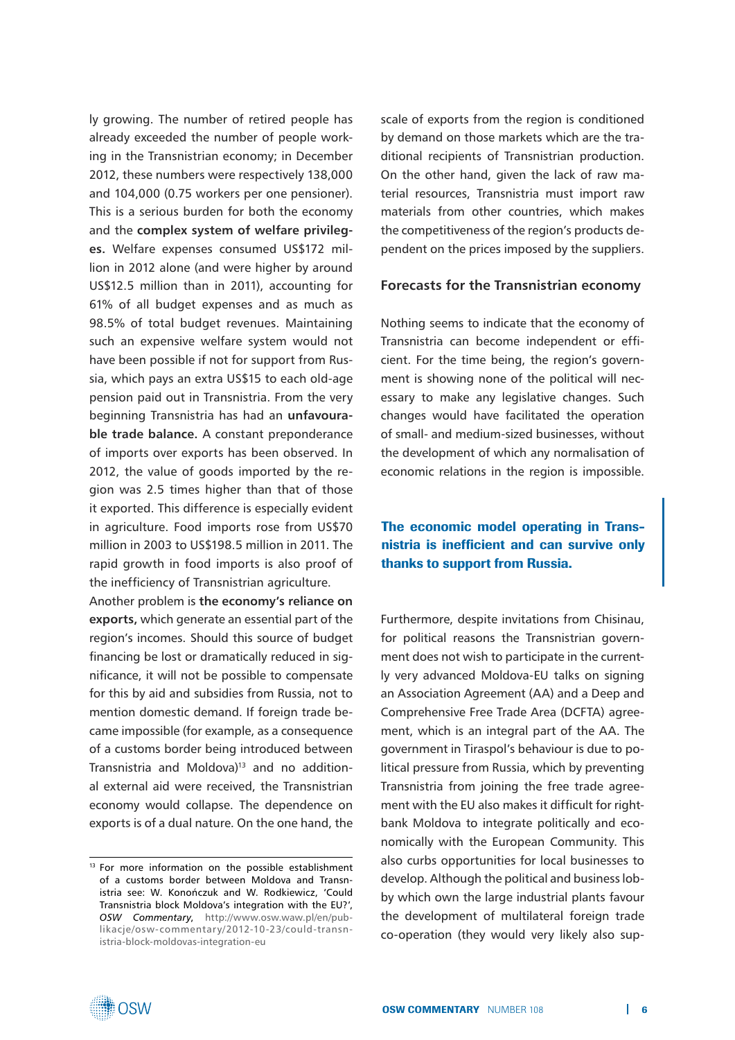ly growing. The number of retired people has already exceeded the number of people working in the Transnistrian economy; in December 2012, these numbers were respectively 138,000 and 104,000 (0.75 workers per one pensioner). This is a serious burden for both the economy and the **complex system of welfare privileges.** Welfare expenses consumed US$172 million in 2012 alone (and were higher by around US$12.5 million than in 2011), accounting for 61% of all budget expenses and as much as 98.5% of total budget revenues. Maintaining such an expensive welfare system would not have been possible if not for support from Russia, which pays an extra US$15 to each old-age pension paid out in Transnistria. From the very beginning Transnistria has had an **unfavourable trade balance.** A constant preponderance of imports over exports has been observed. In 2012, the value of goods imported by the region was 2.5 times higher than that of those it exported. This difference is especially evident in agriculture. Food imports rose from US$70 million in 2003 to US$198.5 million in 2011. The rapid growth in food imports is also proof of the inefficiency of Transnistrian agriculture.

Another problem is **the economy's reliance on exports,** which generate an essential part of the region's incomes. Should this source of budget financing be lost or dramatically reduced in significance, it will not be possible to compensate for this by aid and subsidies from Russia, not to mention domestic demand. If foreign trade became impossible (for example, as a consequence of a customs border being introduced between Transnistria and Moldova)[13] and no additional external aid were received, the Transnistrian economy would collapse. The dependence on exports is of a dual nature. On the one hand, the scale of exports from the region is conditioned by demand on those markets which are the traditional recipients of Transnistrian production. On the other hand, given the lack of raw material resources, Transnistria must import raw materials from other countries, which makes the competitiveness of the region's products dependent on the prices imposed by the suppliers.

### Forecasts for the Transnistrian economy

Nothing seems to indicate that the economy of Transnistria can become independent or efficient. For the time being, the region's government is showing none of the political will necessary to make any legislative changes. Such changes would have facilitated the operation of small- and medium-sized businesses, without the development of which any normalisation of economic relations in the region is impossible.

**The economic model operating in Transnistria is inefficient and can survive only thanks to support from Russia.**

Furthermore, despite invitations from Chisinau, for political reasons the Transnistrian government does not wish to participate in the currently very advanced Moldova-EU talks on signing an Association Agreement (AA) and a Deep and Comprehensive Free Trade Area (DCFTA) agreement, which is an integral part of the AA. The government in Tiraspol's behaviour is due to political pressure from Russia, which by preventing Transnistria from joining the free trade agreement with the EU also makes it difficult for right-bank Moldova to integrate politically and economically with the European Community. This also curbs opportunities for local businesses to develop. Although the political and business lobby which own the large industrial plants favour the development of multilateral foreign trade co-operation (they would very likely also sup-

[13] For more information on the possible establishment of a customs border between Moldova and Transnistria see: W. Konończuk and W. Rodkiewicz, 'Could Transnistria block Moldova's integration with the EU?', *OSW Commentary*, http://www.osw.waw.pl/en/publikacje/osw-commentary/2012-10-23/could-transnistria-block-moldovas-integration-eu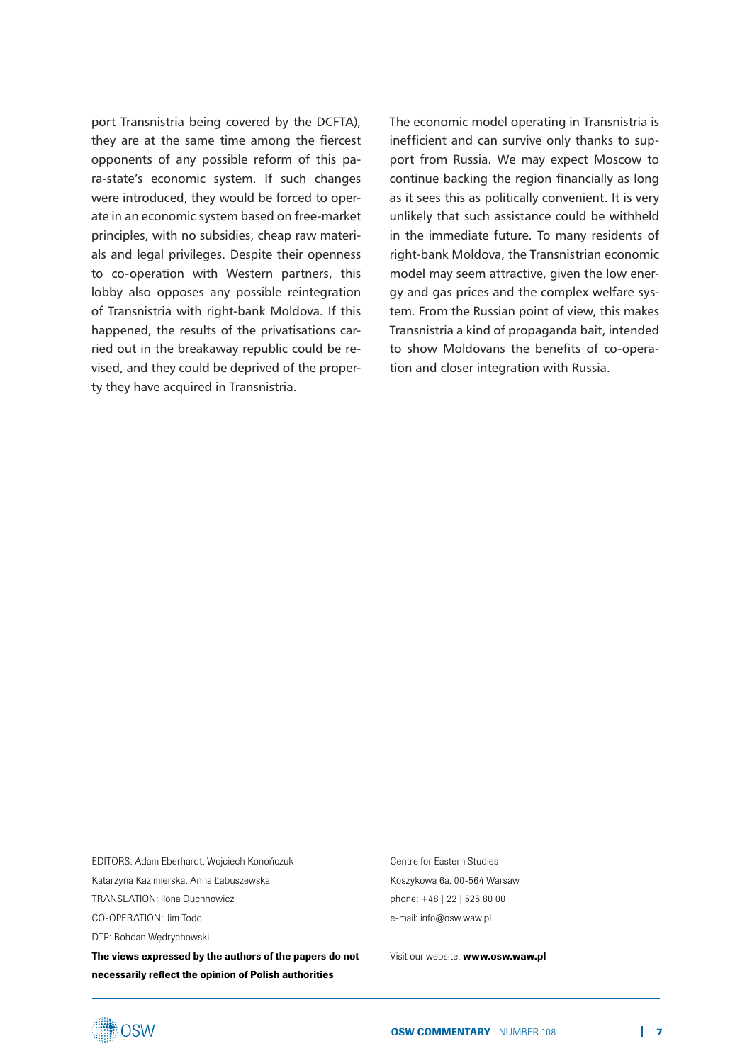port Transnistria being covered by the DCFTA), they are at the same time among the fiercest opponents of any possible reform of this para-state's economic system. If such changes were introduced, they would be forced to operate in an economic system based on free-market principles, with no subsidies, cheap raw materials and legal privileges. Despite their openness to co-operation with Western partners, this lobby also opposes any possible reintegration of Transnistria with right-bank Moldova. If this happened, the results of the privatisations carried out in the breakaway republic could be revised, and they could be deprived of the property they have acquired in Transnistria.

The economic model operating in Transnistria is inefficient and can survive only thanks to support from Russia. We may expect Moscow to continue backing the region financially as long as it sees this as politically convenient. It is very unlikely that such assistance could be withheld in the immediate future. To many residents of right-bank Moldova, the Transnistrian economic model may seem attractive, given the low energy and gas prices and the complex welfare system. From the Russian point of view, this makes Transnistria a kind of propaganda bait, intended to show Moldovans the benefits of co-operation and closer integration with Russia.

---

EDITORS: Adam Eberhardt, Wojciech Konończuk
Katarzyna Kazimierska, Anna Łabuszewska
TRANSLATION: Ilona Duchnowicz
CO-OPERATION: Jim Todd
DTP: Bohdan Wędrychowski

**The views expressed by the authors of the papers do not necessarily reflect the opinion of Polish authorities**

Centre for Eastern Studies
Koszykowa 6a, 00-564 Warsaw
phone: +48 | 22 | 525 80 00
e-mail: info@osw.waw.pl

Visit our website: **www.osw.waw.pl**